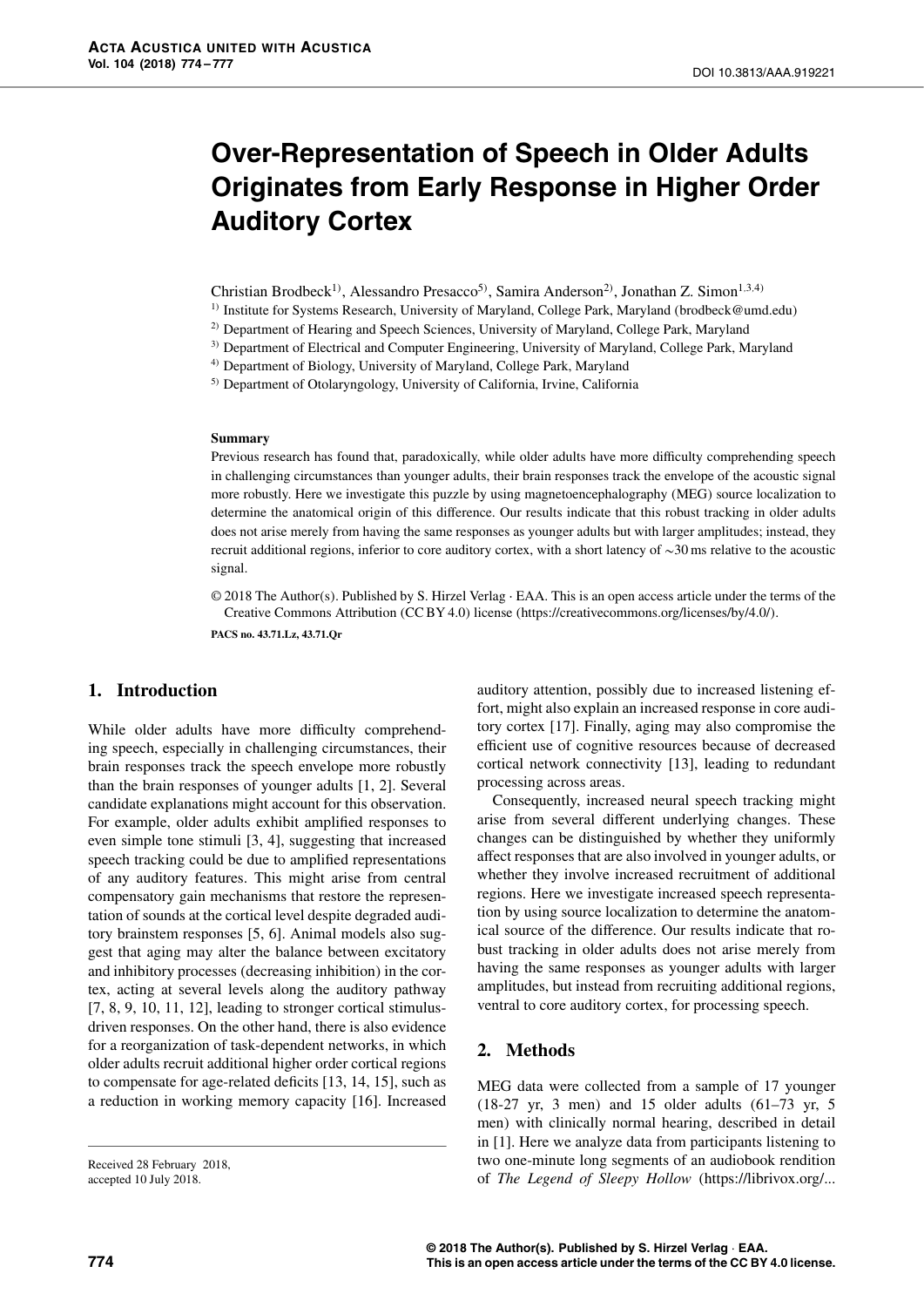# Over-Representation of Speech in Older Adults Originates from Early Response in Higher Order Auditory Cortex

Christian Brodbeck[1)], Alessandro Presacco[5)], Samira Anderson[2)], Jonathan Z. Simon[1,3,4)]

[1)] Institute for Systems Research, University of Maryland, College Park, Maryland (brodbeck@umd.edu)

[2)] Department of Hearing and Speech Sciences, University of Maryland, College Park, Maryland

[3)] Department of Electrical and Computer Engineering, University of Maryland, College Park, Maryland

[4)] Department of Biology, University of Maryland, College Park, Maryland

[5)] Department of Otolaryngology, University of California, Irvine, California

**Summary**

Previous research has found that, paradoxically, while older adults have more difficulty comprehending speech in challenging circumstances than younger adults, their brain responses track the envelope of the acoustic signal more robustly. Here we investigate this puzzle by using magnetoencephalography (MEG) source localization to determine the anatomical origin of this difference. Our results indicate that this robust tracking in older adults does not arise merely from having the same responses as younger adults but with larger amplitudes; instead, they recruit additional regions, inferior to core auditory cortex, with a short latency of ∼30 ms relative to the acoustic signal.

© 2018 The Author(s). Published by S. Hirzel Verlag · EAA. This is an open access article under the terms of the Creative Commons Attribution (CC BY 4.0) license (https://creativecommons.org/licenses/by/4.0/).

**PACS no. 43.71.Lz, 43.71.Qr**

## 1. Introduction

While older adults have more difficulty comprehending speech, especially in challenging circumstances, their brain responses track the speech envelope more robustly than the brain responses of younger adults [1, 2]. Several candidate explanations might account for this observation. For example, older adults exhibit amplified responses to even simple tone stimuli [3, 4], suggesting that increased speech tracking could be due to amplified representations of any auditory features. This might arise from central compensatory gain mechanisms that restore the representation of sounds at the cortical level despite degraded auditory brainstem responses [5, 6]. Animal models also suggest that aging may alter the balance between excitatory and inhibitory processes (decreasing inhibition) in the cortex, acting at several levels along the auditory pathway [7, 8, 9, 10, 11, 12], leading to stronger cortical stimulus-driven responses. On the other hand, there is also evidence for a reorganization of task-dependent networks, in which older adults recruit additional higher order cortical regions to compensate for age-related deficits [13, 14, 15], such as a reduction in working memory capacity [16]. Increased auditory attention, possibly due to increased listening effort, might also explain an increased response in core auditory cortex [17]. Finally, aging may also compromise the efficient use of cognitive resources because of decreased cortical network connectivity [13], leading to redundant processing across areas.

Consequently, increased neural speech tracking might arise from several different underlying changes. These changes can be distinguished by whether they uniformly affect responses that are also involved in younger adults, or whether they involve increased recruitment of additional regions. Here we investigate increased speech representation by using source localization to determine the anatomical source of the difference. Our results indicate that robust tracking in older adults does not arise merely from having the same responses as younger adults with larger amplitudes, but instead from recruiting additional regions, ventral to core auditory cortex, for processing speech.

## 2. Methods

MEG data were collected from a sample of 17 younger (18-27 yr, 3 men) and 15 older adults (61–73 yr, 5 men) with clinically normal hearing, described in detail in [1]. Here we analyze data from participants listening to two one-minute long segments of an audiobook rendition of *The Legend of Sleepy Hollow* (https://librivox.org/...

Received 28 February 2018, accepted 10 July 2018.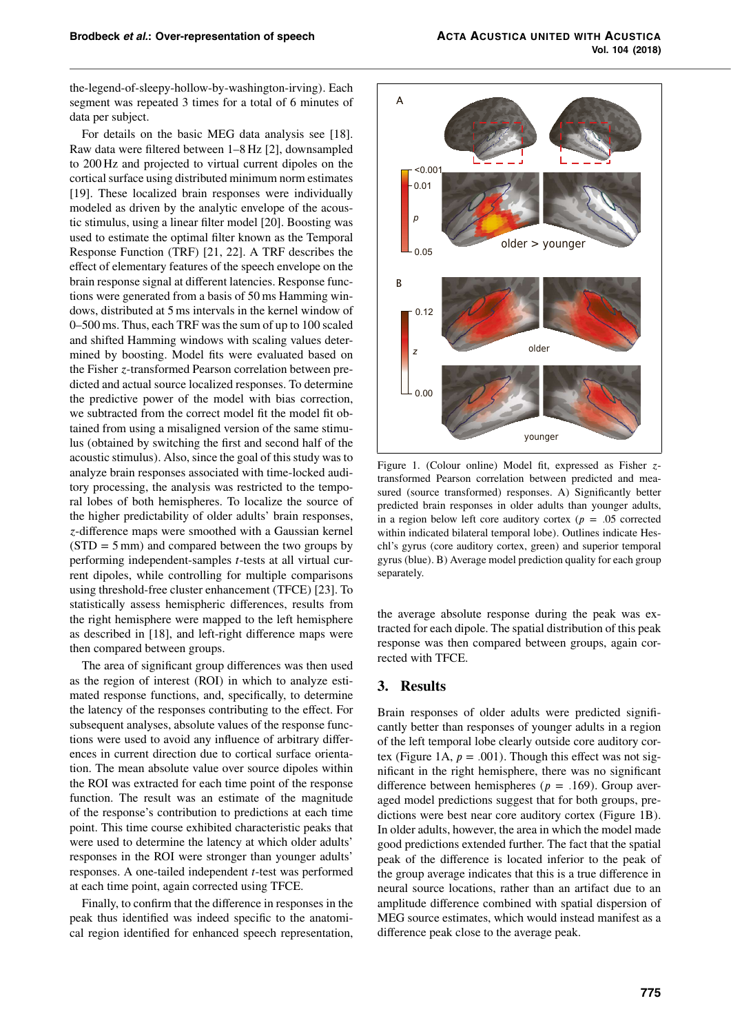the-legend-of-sleepy-hollow-by-washington-irving). Each segment was repeated 3 times for a total of 6 minutes of data per subject.

For details on the basic MEG data analysis see [18]. Raw data were filtered between 1–8 Hz [2], downsampled to 200 Hz and projected to virtual current dipoles on the cortical surface using distributed minimum norm estimates [19]. These localized brain responses were individually modeled as driven by the analytic envelope of the acoustic stimulus, using a linear filter model [20]. Boosting was used to estimate the optimal filter known as the Temporal Response Function (TRF) [21, 22]. A TRF describes the effect of elementary features of the speech envelope on the brain response signal at different latencies. Response functions were generated from a basis of 50 ms Hamming windows, distributed at 5 ms intervals in the kernel window of 0–500 ms. Thus, each TRF was the sum of up to 100 scaled and shifted Hamming windows with scaling values determined by boosting. Model fits were evaluated based on the Fisher $z$-transformed Pearson correlation between predicted and actual source localized responses. To determine the predictive power of the model with bias correction, we subtracted from the correct model fit the model fit obtained from using a misaligned version of the same stimulus (obtained by switching the first and second half of the acoustic stimulus). Also, since the goal of this study was to analyze brain responses associated with time-locked auditory processing, the analysis was restricted to the temporal lobes of both hemispheres. To localize the source of the higher predictability of older adults' brain responses, $z$-difference maps were smoothed with a Gaussian kernel (STD = 5 mm) and compared between the two groups by performing independent-samples $t$-tests at all virtual current dipoles, while controlling for multiple comparisons using threshold-free cluster enhancement (TFCE) [23]. To statistically assess hemispheric differences, results from the right hemisphere were mapped to the left hemisphere as described in [18], and left-right difference maps were then compared between groups.

The area of significant group differences was then used as the region of interest (ROI) in which to analyze estimated response functions, and, specifically, to determine the latency of the responses contributing to the effect. For subsequent analyses, absolute values of the response functions were used to avoid any influence of arbitrary differences in current direction due to cortical surface orientation. The mean absolute value over source dipoles within the ROI was extracted for each time point of the response function. The result was an estimate of the magnitude of the response's contribution to predictions at each time point. This time course exhibited characteristic peaks that were used to determine the latency at which older adults' responses in the ROI were stronger than younger adults' responses. A one-tailed independent $t$-test was performed at each time point, again corrected using TFCE.

Finally, to confirm that the difference in responses in the peak thus identified was indeed specific to the anatomical region identified for enhanced speech representation, the average absolute response during the peak was extracted for each dipole. The spatial distribution of this peak response was then compared between groups, again corrected with TFCE.

A
<0.001
0.01
p
0.05
older > younger
B
0.12
z
0.00
older
younger

Figure 1. (Colour online) Model fit, expressed as Fisher $z$-transformed Pearson correlation between predicted and measured (source transformed) responses. A) Significantly better predicted brain responses in older adults than younger adults, in a region below left core auditory cortex ($p$ = .05 corrected within indicated bilateral temporal lobe). Outlines indicate Heschl's gyrus (core auditory cortex, green) and superior temporal gyrus (blue). B) Average model prediction quality for each group separately.

## 3. Results

Brain responses of older adults were predicted significantly better than responses of younger adults in a region of the left temporal lobe clearly outside core auditory cortex (Figure 1A, $p$ = .001). Though this effect was not significant in the right hemisphere, there was no significant difference between hemispheres ($p$ = .169). Group averaged model predictions suggest that for both groups, predictions were best near core auditory cortex (Figure 1B). In older adults, however, the area in which the model made good predictions extended further. The fact that the spatial peak of the difference is located inferior to the peak of the group average indicates that this is a true difference in neural source locations, rather than an artifact due to an amplitude difference combined with spatial dispersion of MEG source estimates, which would instead manifest as a difference peak close to the average peak.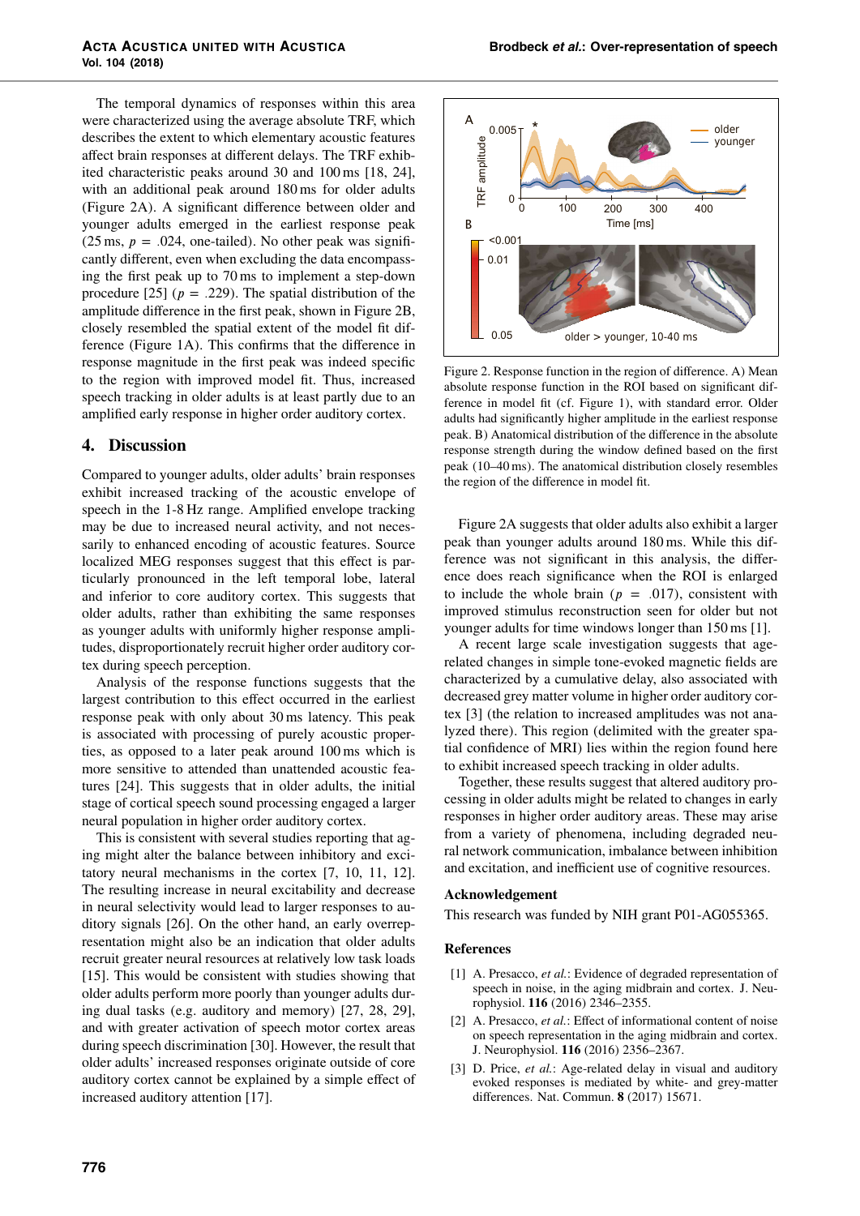The temporal dynamics of responses within this area were characterized using the average absolute TRF, which describes the extent to which elementary acoustic features affect brain responses at different delays. The TRF exhibited characteristic peaks around 30 and 100 ms [18, 24], with an additional peak around 180 ms for older adults (Figure 2A). A significant difference between older and younger adults emerged in the earliest response peak (25 ms, $p = .024$, one-tailed). No other peak was significantly different, even when excluding the data encompassing the first peak up to 70 ms to implement a step-down procedure [25] ($p = .229$). The spatial distribution of the amplitude difference in the first peak, shown in Figure 2B, closely resembled the spatial extent of the model fit difference (Figure 1A). This confirms that the difference in response magnitude in the first peak was indeed specific to the region with improved model fit. Thus, increased speech tracking in older adults is at least partly due to an amplified early response in higher order auditory cortex.

Figure 2. Response function in the region of difference. A) Mean absolute response function in the ROI based on significant difference in model fit (cf. Figure 1), with standard error. Older adults had significantly higher amplitude in the earliest response peak. B) Anatomical distribution of the difference in the absolute response strength during the window defined based on the first peak (10–40 ms). The anatomical distribution closely resembles the region of the difference in model fit.

## 4. Discussion

Compared to younger adults, older adults' brain responses exhibit increased tracking of the acoustic envelope of speech in the 1-8 Hz range. Amplified envelope tracking may be due to increased neural activity, and not necessarily to enhanced encoding of acoustic features. Source localized MEG responses suggest that this effect is particularly pronounced in the left temporal lobe, lateral and inferior to core auditory cortex. This suggests that older adults, rather than exhibiting the same responses as younger adults with uniformly higher response amplitudes, disproportionately recruit higher order auditory cortex during speech perception.

Analysis of the response functions suggests that the largest contribution to this effect occurred in the earliest response peak with only about 30 ms latency. This peak is associated with processing of purely acoustic properties, as opposed to a later peak around 100 ms which is more sensitive to attended than unattended acoustic features [24]. This suggests that in older adults, the initial stage of cortical speech sound processing engaged a larger neural population in higher order auditory cortex.

This is consistent with several studies reporting that aging might alter the balance between inhibitory and excitatory neural mechanisms in the cortex [7, 10, 11, 12]. The resulting increase in neural excitability and decrease in neural selectivity would lead to larger responses to auditory signals [26]. On the other hand, an early overrepresentation might also be an indication that older adults recruit greater neural resources at relatively low task loads [15]. This would be consistent with studies showing that older adults perform more poorly than younger adults during dual tasks (e.g. auditory and memory) [27, 28, 29], and with greater activation of speech motor cortex areas during speech discrimination [30]. However, the result that older adults' increased responses originate outside of core auditory cortex cannot be explained by a simple effect of increased auditory attention [17].

Figure 2A suggests that older adults also exhibit a larger peak than younger adults around 180 ms. While this difference was not significant in this analysis, the difference does reach significance when the ROI is enlarged to include the whole brain ($p = .017$), consistent with improved stimulus reconstruction seen for older but not younger adults for time windows longer than 150 ms [1].

A recent large scale investigation suggests that age-related changes in simple tone-evoked magnetic fields are characterized by a cumulative delay, also associated with decreased grey matter volume in higher order auditory cortex [3] (the relation to increased amplitudes was not analyzed there). This region (delimited with the greater spatial confidence of MRI) lies within the region found here to exhibit increased speech tracking in older adults.

Together, these results suggest that altered auditory processing in older adults might be related to changes in early responses in higher order auditory areas. These may arise from a variety of phenomena, including degraded neural network communication, imbalance between inhibition and excitation, and inefficient use of cognitive resources.

### Acknowledgement

This research was funded by NIH grant P01-AG055365.

### References

[1] A. Presacco, *et al.*: Evidence of degraded representation of speech in noise, in the aging midbrain and cortex. J. Neurophysiol. **116** (2016) 2346–2355.

[2] A. Presacco, *et al.*: Effect of informational content of noise on speech representation in the aging midbrain and cortex. J. Neurophysiol. **116** (2016) 2356–2367.

[3] D. Price, *et al.*: Age-related delay in visual and auditory evoked responses is mediated by white- and grey-matter differences. Nat. Commun. **8** (2017) 15671.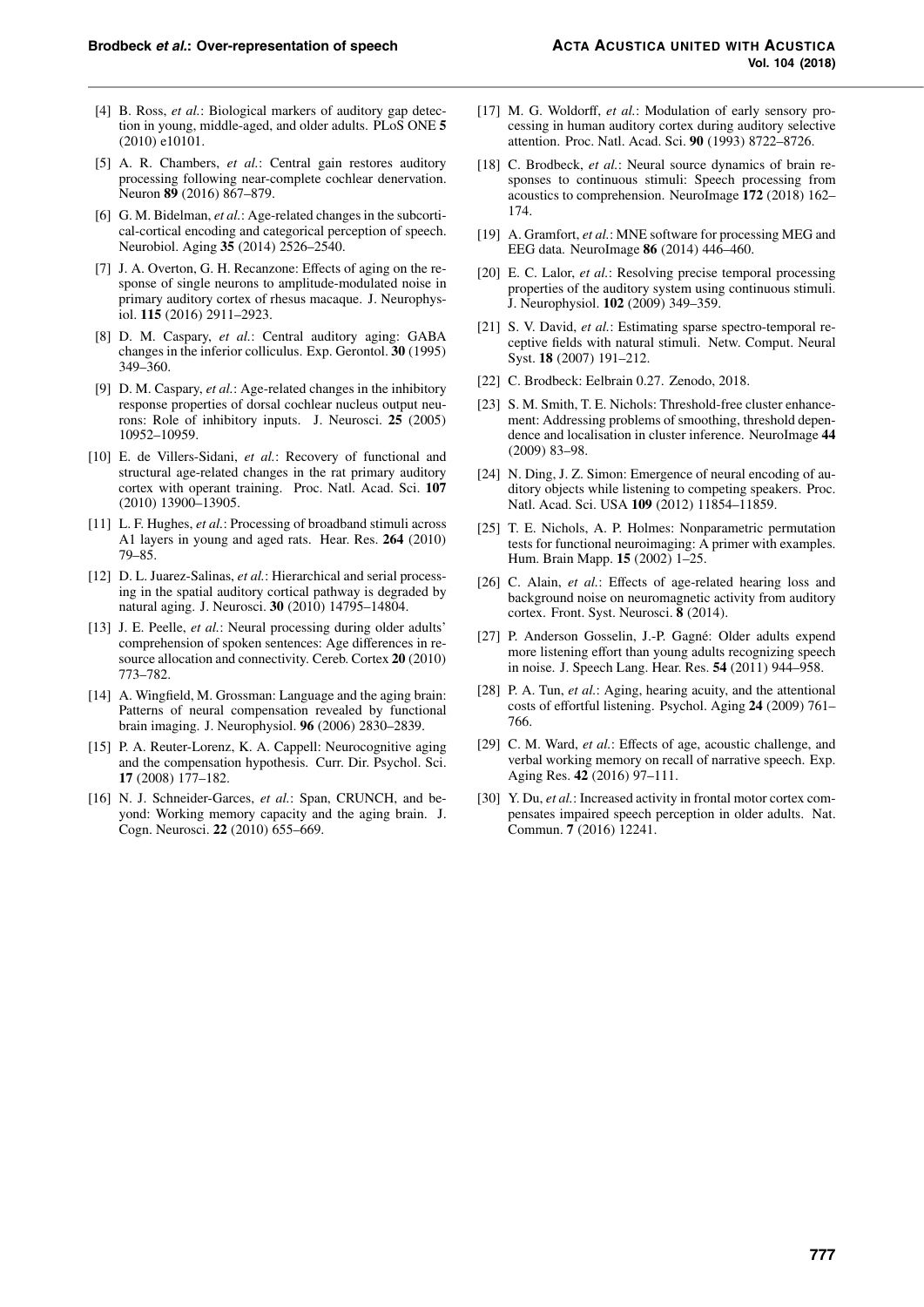[4] B. Ross, *et al.*: Biological markers of auditory gap detection in young, middle-aged, and older adults. PLoS ONE **5** (2010) e10101.

[5] A. R. Chambers, *et al.*: Central gain restores auditory processing following near-complete cochlear denervation. Neuron **89** (2016) 867–879.

[6] G. M. Bidelman, *et al.*: Age-related changes in the subcortical-cortical encoding and categorical perception of speech. Neurobiol. Aging **35** (2014) 2526–2540.

[7] J. A. Overton, G. H. Recanzone: Effects of aging on the response of single neurons to amplitude-modulated noise in primary auditory cortex of rhesus macaque. J. Neurophysiol. **115** (2016) 2911–2923.

[8] D. M. Caspary, *et al.*: Central auditory aging: GABA changes in the inferior colliculus. Exp. Gerontol. **30** (1995) 349–360.

[9] D. M. Caspary, *et al.*: Age-related changes in the inhibitory response properties of dorsal cochlear nucleus output neurons: Role of inhibitory inputs. J. Neurosci. **25** (2005) 10952–10959.

[10] E. de Villers-Sidani, *et al.*: Recovery of functional and structural age-related changes in the rat primary auditory cortex with operant training. Proc. Natl. Acad. Sci. **107** (2010) 13900–13905.

[11] L. F. Hughes, *et al.*: Processing of broadband stimuli across A1 layers in young and aged rats. Hear. Res. **264** (2010) 79–85.

[12] D. L. Juarez-Salinas, *et al.*: Hierarchical and serial processing in the spatial auditory cortical pathway is degraded by natural aging. J. Neurosci. **30** (2010) 14795–14804.

[13] J. E. Peelle, *et al.*: Neural processing during older adults' comprehension of spoken sentences: Age differences in resource allocation and connectivity. Cereb. Cortex **20** (2010) 773–782.

[14] A. Wingfield, M. Grossman: Language and the aging brain: Patterns of neural compensation revealed by functional brain imaging. J. Neurophysiol. **96** (2006) 2830–2839.

[15] P. A. Reuter-Lorenz, K. A. Cappell: Neurocognitive aging and the compensation hypothesis. Curr. Dir. Psychol. Sci. **17** (2008) 177–182.

[16] N. J. Schneider-Garces, *et al.*: Span, CRUNCH, and beyond: Working memory capacity and the aging brain. J. Cogn. Neurosci. **22** (2010) 655–669.

[17] M. G. Woldorff, *et al.*: Modulation of early sensory processing in human auditory cortex during auditory selective attention. Proc. Natl. Acad. Sci. **90** (1993) 8722–8726.

[18] C. Brodbeck, *et al.*: Neural source dynamics of brain responses to continuous stimuli: Speech processing from acoustics to comprehension. NeuroImage **172** (2018) 162–174.

[19] A. Gramfort, *et al.*: MNE software for processing MEG and EEG data. NeuroImage **86** (2014) 446–460.

[20] E. C. Lalor, *et al.*: Resolving precise temporal processing properties of the auditory system using continuous stimuli. J. Neurophysiol. **102** (2009) 349–359.

[21] S. V. David, *et al.*: Estimating sparse spectro-temporal receptive fields with natural stimuli. Netw. Comput. Neural Syst. **18** (2007) 191–212.

[22] C. Brodbeck: Eelbrain 0.27. Zenodo, 2018.

[23] S. M. Smith, T. E. Nichols: Threshold-free cluster enhancement: Addressing problems of smoothing, threshold dependence and localisation in cluster inference. NeuroImage **44** (2009) 83–98.

[24] N. Ding, J. Z. Simon: Emergence of neural encoding of auditory objects while listening to competing speakers. Proc. Natl. Acad. Sci. USA **109** (2012) 11854–11859.

[25] T. E. Nichols, A. P. Holmes: Nonparametric permutation tests for functional neuroimaging: A primer with examples. Hum. Brain Mapp. **15** (2002) 1–25.

[26] C. Alain, *et al.*: Effects of age-related hearing loss and background noise on neuromagnetic activity from auditory cortex. Front. Syst. Neurosci. **8** (2014).

[27] P. Anderson Gosselin, J.-P. Gagné: Older adults expend more listening effort than young adults recognizing speech in noise. J. Speech Lang. Hear. Res. **54** (2011) 944–958.

[28] P. A. Tun, *et al.*: Aging, hearing acuity, and the attentional costs of effortful listening. Psychol. Aging **24** (2009) 761–766.

[29] C. M. Ward, *et al.*: Effects of age, acoustic challenge, and verbal working memory on recall of narrative speech. Exp. Aging Res. **42** (2016) 97–111.

[30] Y. Du, *et al.*: Increased activity in frontal motor cortex compensates impaired speech perception in older adults. Nat. Commun. **7** (2016) 12241.